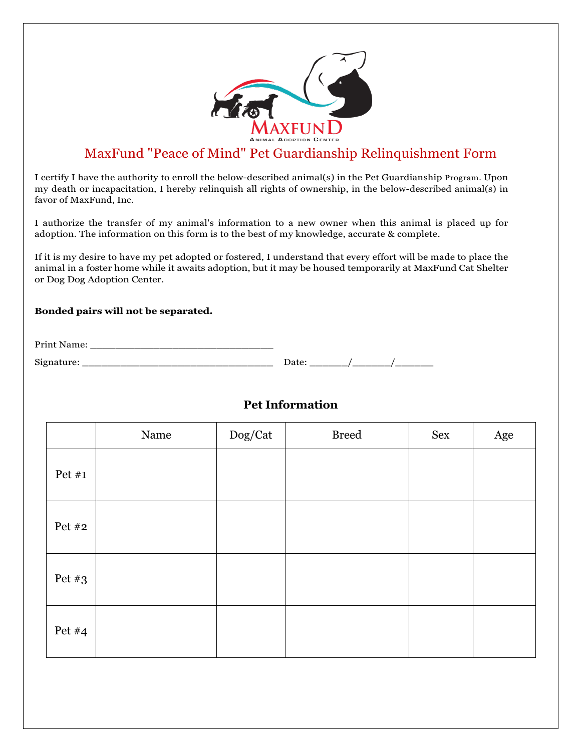MAXFUND
ANIMAL ADOPTION CENTER

# MaxFund "Peace of Mind" Pet Guardianship Relinquishment Form

I certify I have the authority to enroll the below-described animal(s) in the Pet Guardianship Program. Upon my death or incapacitation, I hereby relinquish all rights of ownership, in the below-described animal(s) in favor of MaxFund, Inc.

I authorize the transfer of my animal's information to a new owner when this animal is placed up for adoption. The information on this form is to the best of my knowledge, accurate & complete.

If it is my desire to have my pet adopted or fostered, I understand that every effort will be made to place the animal in a foster home while it awaits adoption, but it may be housed temporarily at MaxFund Cat Shelter or Dog Dog Adoption Center.

**Bonded pairs will not be separated.**

Print Name: ___________________________________

Signature: ____________________________________ Date: _______/_______/_______

## Pet Information

| | Name | Dog/Cat | Breed | Sex | Age |
|---|---|---|---|---|---|
| Pet #1 | | | | | |
| Pet #2 | | | | | |
| Pet #3 | | | | | |
| Pet #4 | | | | | |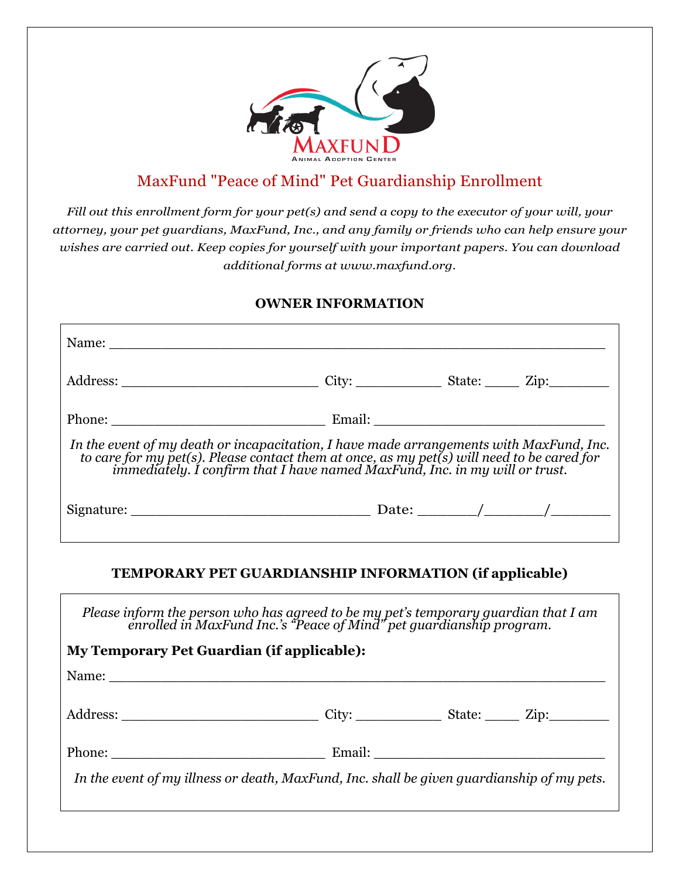# MaxFund "Peace of Mind" Pet Guardianship Enrollment

*Fill out this enrollment form for your pet(s) and send a copy to the executor of your will, your attorney, your pet guardians, MaxFund, Inc., and any family or friends who can help ensure your wishes are carried out. Keep copies for yourself with your important papers. You can download additional forms at www.maxfund.org.*

## OWNER INFORMATION

Name: ____________________________________________________________

Address: ________________________ City: ___________ State: ____ Zip:________

Phone: ___________________________ Email: _____________________________

*In the event of my death or incapacitation, I have made arrangements with MaxFund, Inc. to care for my pet(s). Please contact them at once, as my pet(s) will need to be cared for immediately. I confirm that I have named MaxFund, Inc. in my will or trust.*

Signature: ______________________________ Date: _______/_______/_______

## TEMPORARY PET GUARDIANSHIP INFORMATION (if applicable)

*Please inform the person who has agreed to be my pet's temporary guardian that I am enrolled in MaxFund Inc.'s "Peace of Mind" pet guardianship program.*

**My Temporary Pet Guardian (if applicable):**

Name: ____________________________________________________________

Address: ________________________ City: ___________ State: ____ Zip:________

Phone: ___________________________ Email: _____________________________

*In the event of my illness or death, MaxFund, Inc. shall be given guardianship of my pets.*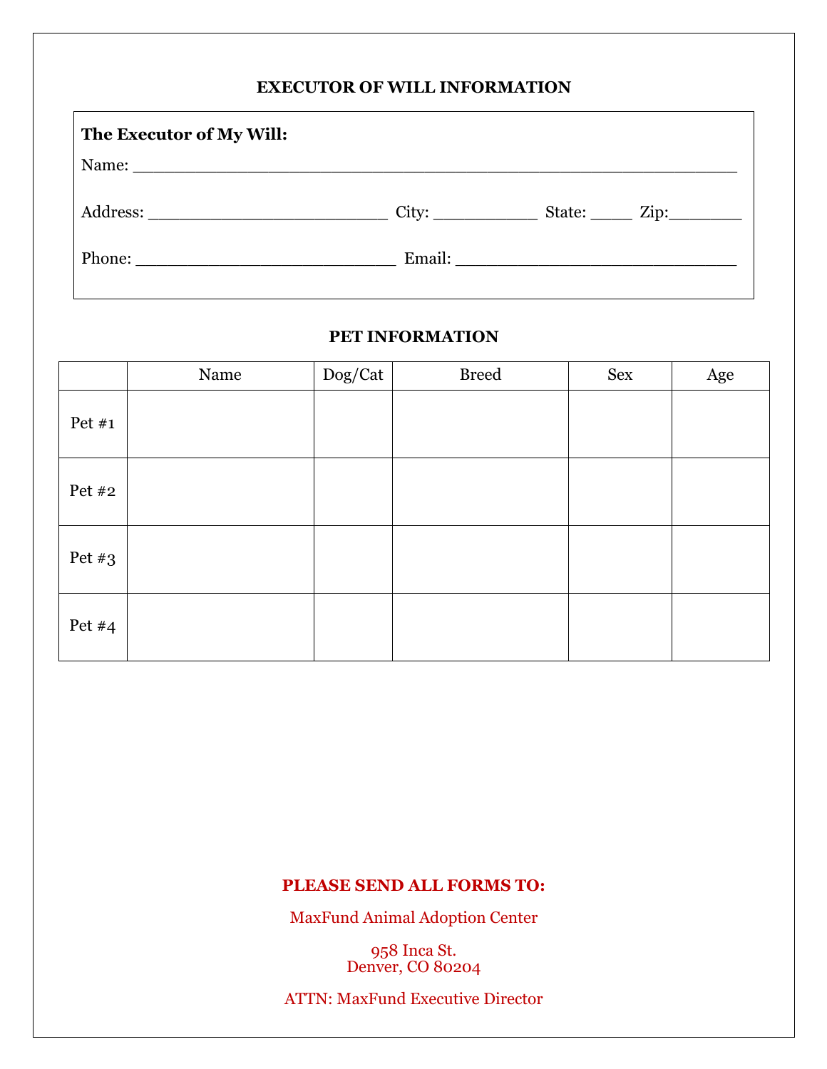## EXECUTOR OF WILL INFORMATION

**The Executor of My Will:**

Name: ___________________________________________________________

Address: _________________________ City: ___________ State: ____ Zip:________

Phone: ___________________________ Email: ______________________________

## PET INFORMATION

| | Name | Dog/Cat | Breed | Sex | Age |
|---|---|---|---|---|---|
| Pet #1 | | | | | |
| Pet #2 | | | | | |
| Pet #3 | | | | | |
| Pet #4 | | | | | |

**PLEASE SEND ALL FORMS TO:**

MaxFund Animal Adoption Center

958 Inca St.
Denver, CO 80204

ATTN: MaxFund Executive Director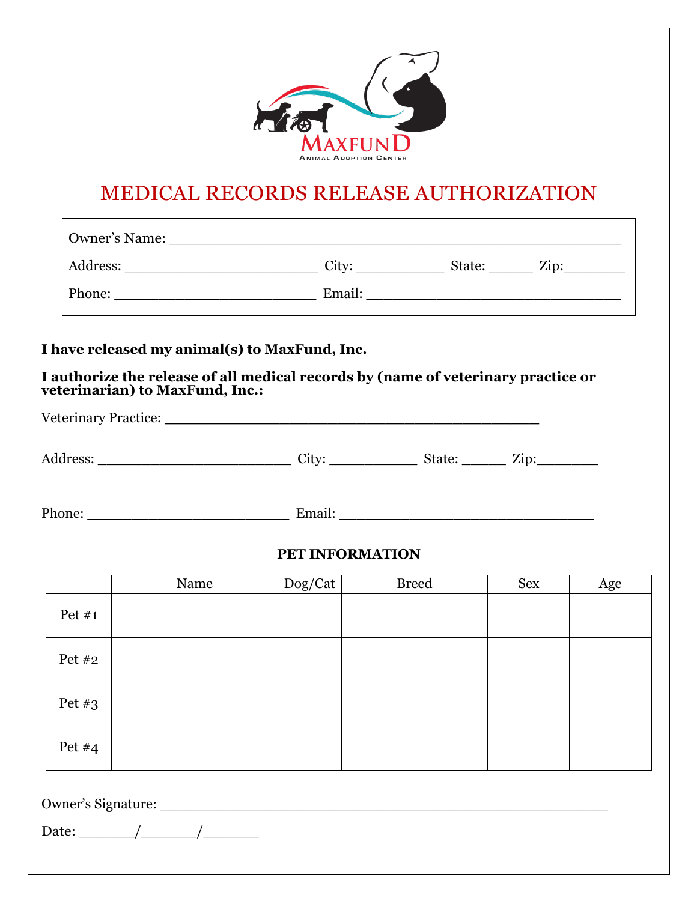MAXFUND
ANIMAL ADOPTION CENTER

# MEDICAL RECORDS RELEASE AUTHORIZATION

Owner's Name: ______________________________________________

Address: _______________________ City: __________ State: _____ Zip:_______

Phone: ________________________ Email: ______________________________

**I have released my animal(s) to MaxFund, Inc.**

**I authorize the release of all medical records by (name of veterinary practice or veterinarian) to MaxFund, Inc.:**

Veterinary Practice: ____________________________________________

Address: _______________________ City: __________ State: _____ Zip:_______

Phone: ________________________ Email: ______________________________

**PET INFORMATION**

| | Name | Dog/Cat | Breed | Sex | Age |
|---|---|---|---|---|---|
| Pet #1 | | | | | |
| Pet #2 | | | | | |
| Pet #3 | | | | | |
| Pet #4 | | | | | |

Owner's Signature: ______________________________________________________

Date: ______/______/______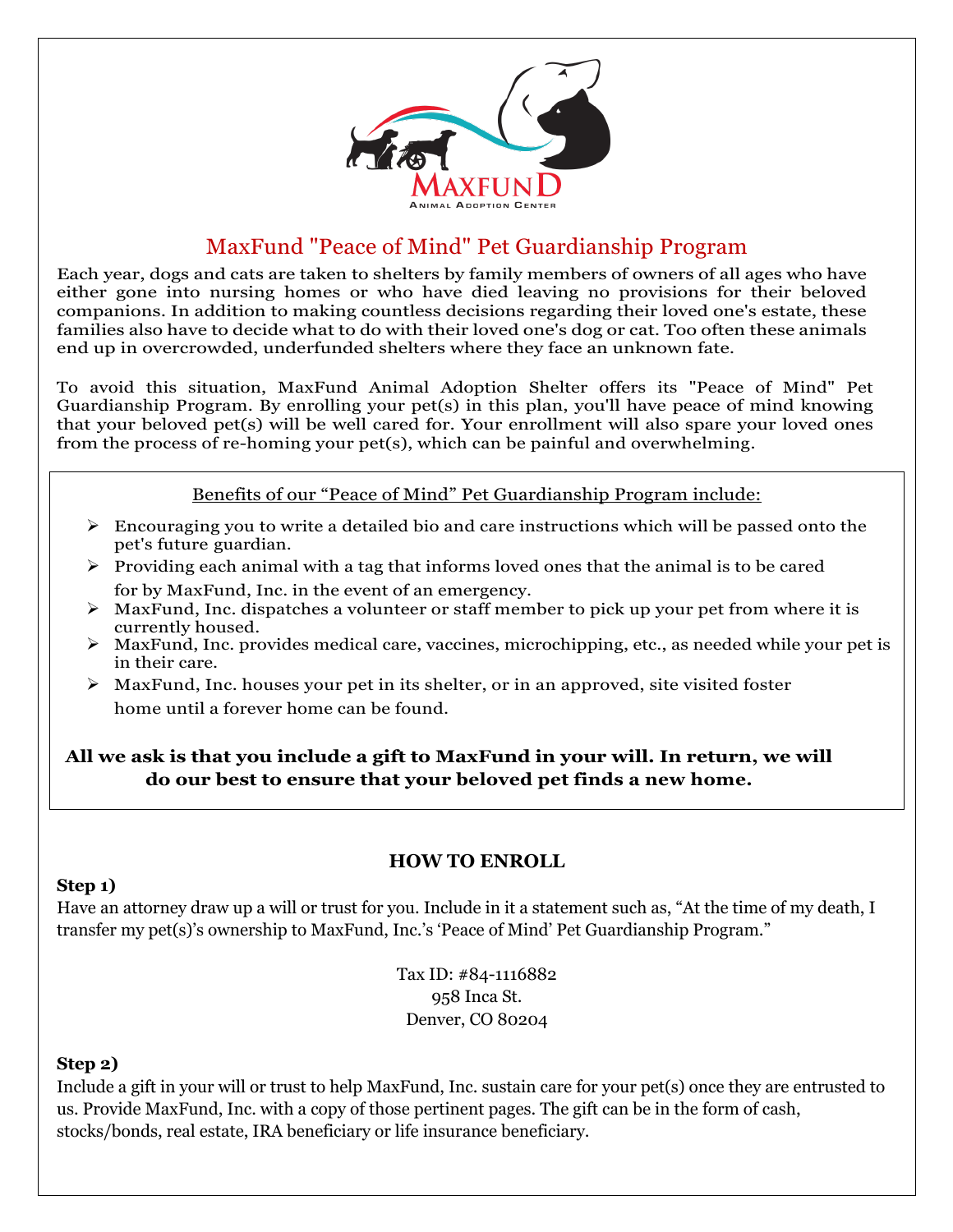# MaxFund "Peace of Mind" Pet Guardianship Program

Each year, dogs and cats are taken to shelters by family members of owners of all ages who have either gone into nursing homes or who have died leaving no provisions for their beloved companions. In addition to making countless decisions regarding their loved one's estate, these families also have to decide what to do with their loved one's dog or cat. Too often these animals end up in overcrowded, underfunded shelters where they face an unknown fate.

To avoid this situation, MaxFund Animal Adoption Shelter offers its "Peace of Mind" Pet Guardianship Program. By enrolling your pet(s) in this plan, you'll have peace of mind knowing that your beloved pet(s) will be well cared for. Your enrollment will also spare your loved ones from the process of re-homing your pet(s), which can be painful and overwhelming.

Benefits of our “Peace of Mind” Pet Guardianship Program include:

- Encouraging you to write a detailed bio and care instructions which will be passed onto the pet's future guardian.
- Providing each animal with a tag that informs loved ones that the animal is to be cared for by MaxFund, Inc. in the event of an emergency.
- MaxFund, Inc. dispatches a volunteer or staff member to pick up your pet from where it is currently housed.
- MaxFund, Inc. provides medical care, vaccines, microchipping, etc., as needed while your pet is in their care.
- MaxFund, Inc. houses your pet in its shelter, or in an approved, site visited foster home until a forever home can be found.

**All we ask is that you include a gift to MaxFund in your will. In return, we will do our best to ensure that your beloved pet finds a new home.**

## HOW TO ENROLL

**Step 1)**

Have an attorney draw up a will or trust for you. Include in it a statement such as, “At the time of my death, I transfer my pet(s)’s ownership to MaxFund, Inc.’s ‘Peace of Mind’ Pet Guardianship Program.”

Tax ID: #84-1116882
958 Inca St.
Denver, CO 80204

**Step 2)**

Include a gift in your will or trust to help MaxFund, Inc. sustain care for your pet(s) once they are entrusted to us. Provide MaxFund, Inc. with a copy of those pertinent pages. The gift can be in the form of cash, stocks/bonds, real estate, IRA beneficiary or life insurance beneficiary.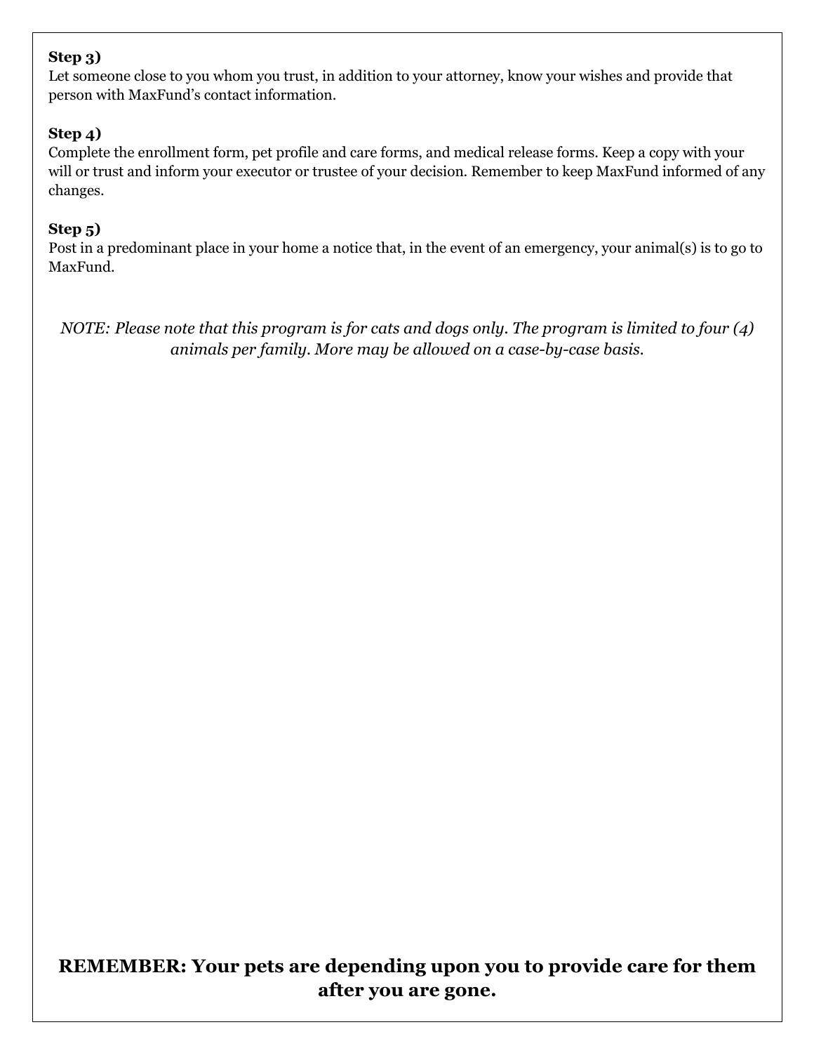**Step 3)**
Let someone close to you whom you trust, in addition to your attorney, know your wishes and provide that person with MaxFund's contact information.

**Step 4)**
Complete the enrollment form, pet profile and care forms, and medical release forms. Keep a copy with your will or trust and inform your executor or trustee of your decision. Remember to keep MaxFund informed of any changes.

**Step 5)**
Post in a predominant place in your home a notice that, in the event of an emergency, your animal(s) is to go to MaxFund.

*NOTE: Please note that this program is for cats and dogs only. The program is limited to four (4) animals per family. More may be allowed on a case-by-case basis.*

**REMEMBER: Your pets are depending upon you to provide care for them after you are gone.**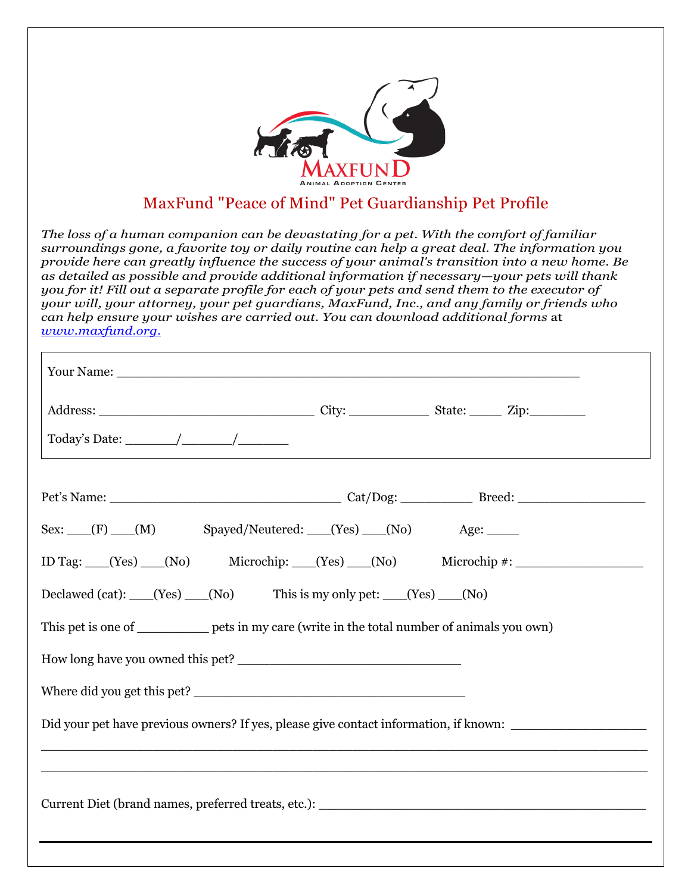# MaxFund "Peace of Mind" Pet Guardianship Pet Profile

*The loss of a human companion can be devastating for a pet. With the comfort of familiar surroundings gone, a favorite toy or daily routine can help a great deal. The information you provide here can greatly influence the success of your animal's transition into a new home. Be as detailed as possible and provide additional information if necessary—your pets will thank you for it! Fill out a separate profile for each of your pets and send them to the executor of your will, your attorney, your pet guardians, MaxFund, Inc., and any family or friends who can help ensure your wishes are carried out. You can download additional forms* at [www.maxfund.org.](http://www.maxfund.org)

Your Name: ________________________________________________________

Address: __________________________ City: __________ State: ____ Zip:_______

Today's Date: ______/______/______

Pet's Name: ____________________________ Cat/Dog: _________ Breed: _______________

Sex: ___(F) ___(M) Spayed/Neutered: ___(Yes) ___(No) Age: ____

ID Tag: ___(Yes) ___(No) Microchip: ___(Yes) ___(No) Microchip #: _______________

Declawed (cat): ___(Yes) ___(No) This is my only pet: ___(Yes) ___(No)

This pet is one of _________ pets in my care (write in the total number of animals you own)

How long have you owned this pet? __________________________

Where did you get this pet? ________________________________

Did your pet have previous owners? If yes, please give contact information, if known: _______________

_____________________________________________________________________________

_____________________________________________________________________________

Current Diet (brand names, preferred treats, etc.): ________________________________________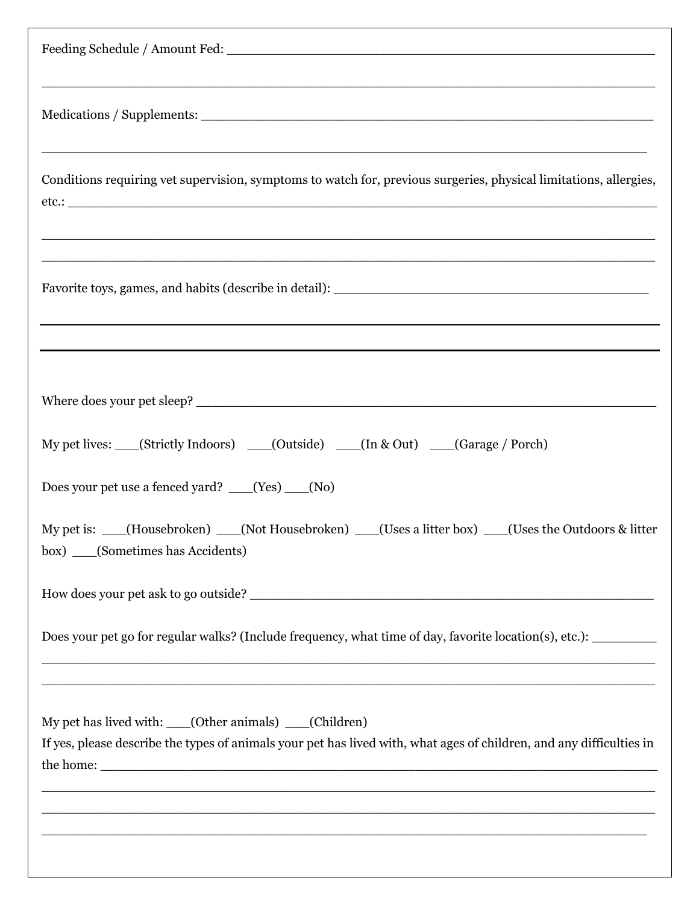Feeding Schedule / Amount Fed: ______________________________________________________

______________________________________________________________________________

Medications / Supplements: ___________________________________________________

______________________________________________________________________________

Conditions requiring vet supervision, symptoms to watch for, previous surgeries, physical limitations, allergies, etc.: ______________________________________________________________________

______________________________________________________________________________

______________________________________________________________________________

Favorite toys, games, and habits (describe in detail): _________________________________

______________________________________________________________________________

______________________________________________________________________________

Where does your pet sleep? ______________________________________________________

My pet lives: ___(Strictly Indoors) ___(Outside) ___(In & Out) ___(Garage / Porch)

Does your pet use a fenced yard? ___(Yes) ___(No)

My pet is: ___(Housebroken) ___(Not Housebroken) ___(Uses a litter box) ___(Uses the Outdoors & litter box) ___(Sometimes has Accidents)

How does your pet ask to go outside? _____________________________________________

Does your pet go for regular walks? (Include frequency, what time of day, favorite location(s), etc.): ________

______________________________________________________________________________

______________________________________________________________________________

My pet has lived with: ___(Other animals) ___(Children)

If yes, please describe the types of animals your pet has lived with, what ages of children, and any difficulties in the home: _____________________________________________________________

______________________________________________________________________________

______________________________________________________________________________

______________________________________________________________________________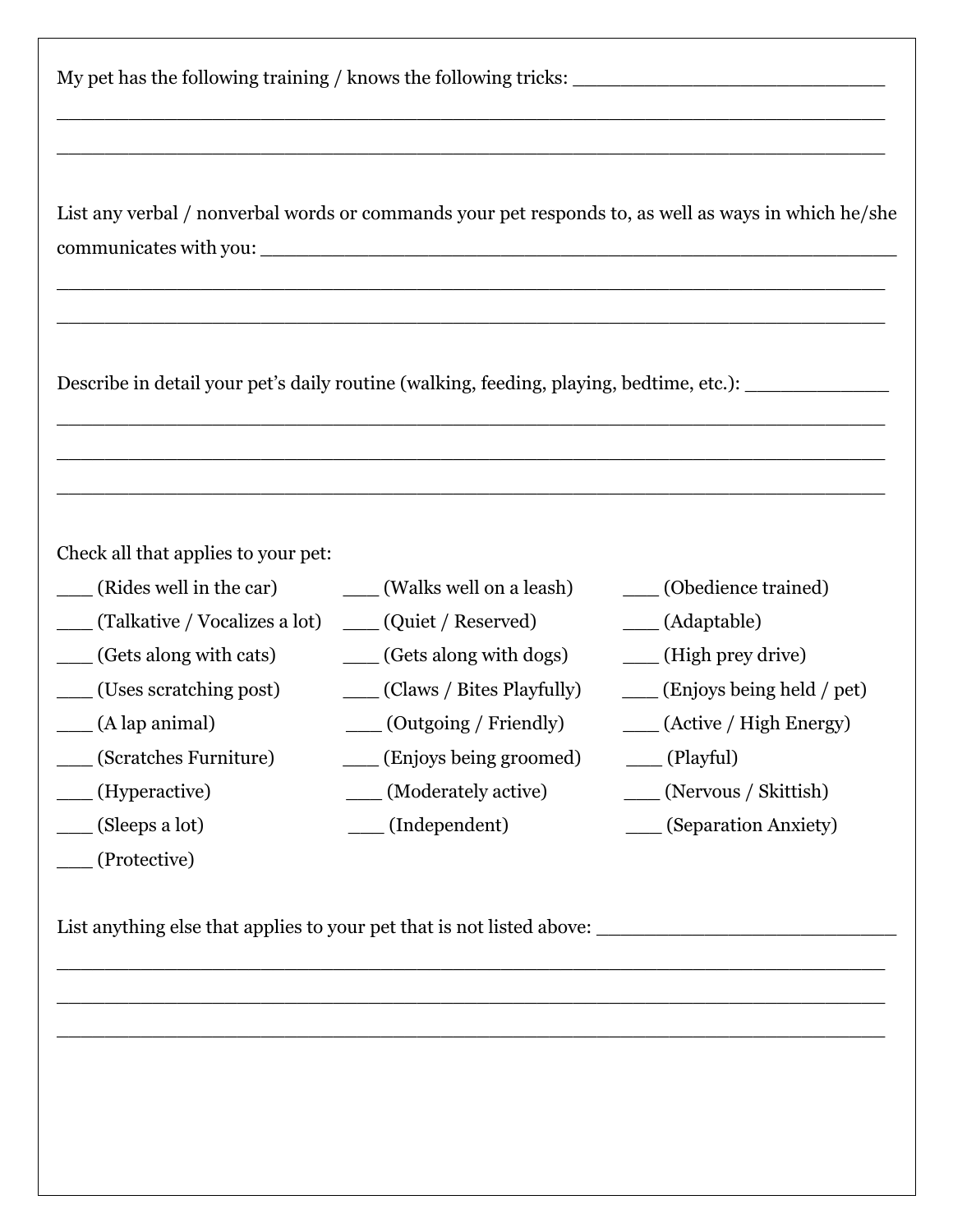My pet has the following training / knows the following tricks: ___________________________

___________________________________________________________________________

___________________________________________________________________________

List any verbal / nonverbal words or commands your pet responds to, as well as ways in which he/she communicates with you: ____________________________________________________________

___________________________________________________________________________

___________________________________________________________________________

Describe in detail your pet's daily routine (walking, feeding, playing, bedtime, etc.): _____________

___________________________________________________________________________

___________________________________________________________________________

___________________________________________________________________________

Check all that applies to your pet:

___ (Rides well in the car)
___ (Walks well on a leash)
___ (Obedience trained)
___ (Talkative / Vocalizes a lot)
___ (Quiet / Reserved)
___ (Adaptable)
___ (Gets along with cats)
___ (Gets along with dogs)
___ (High prey drive)
___ (Uses scratching post)
___ (Claws / Bites Playfully)
___ (Enjoys being held / pet)
___ (A lap animal)
___ (Outgoing / Friendly)
___ (Active / High Energy)
___ (Scratches Furniture)
___ (Enjoys being groomed)
___ (Playful)
___ (Hyperactive)
___ (Moderately active)
___ (Nervous / Skittish)
___ (Sleeps a lot)
___ (Independent)
___ (Separation Anxiety)
___ (Protective)

List anything else that applies to your pet that is not listed above: ___________________________

___________________________________________________________________________

___________________________________________________________________________

___________________________________________________________________________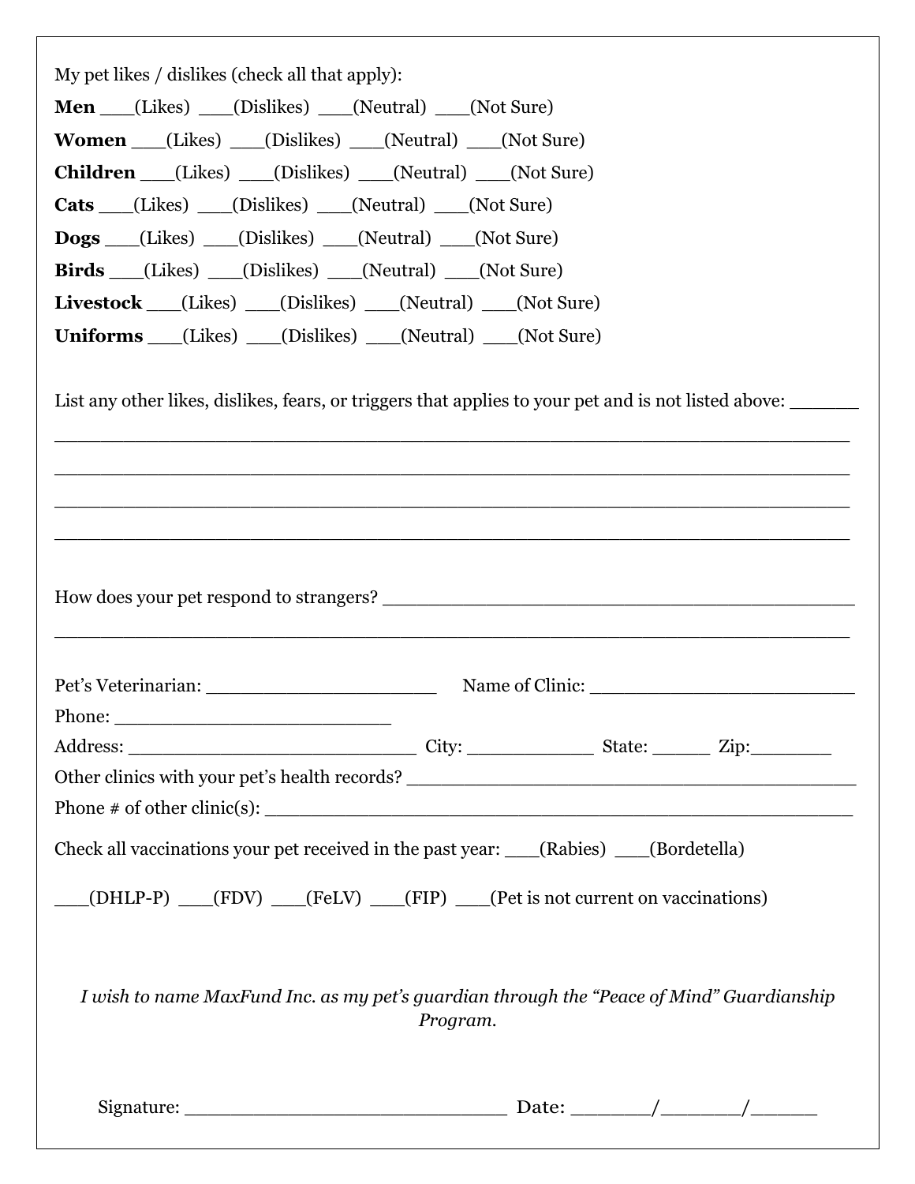My pet likes / dislikes (check all that apply):

**Men** ___(Likes) ___(Dislikes) ___(Neutral) ___(Not Sure)

**Women** ___(Likes) ___(Dislikes) ___(Neutral) ___(Not Sure)

**Children** ___(Likes) ___(Dislikes) ___(Neutral) ___(Not Sure)

**Cats** ___(Likes) ___(Dislikes) ___(Neutral) ___(Not Sure)

**Dogs** ___(Likes) ___(Dislikes) ___(Neutral) ___(Not Sure)

**Birds** ___(Likes) ___(Dislikes) ___(Neutral) ___(Not Sure)

**Livestock** ___(Likes) ___(Dislikes) ___(Neutral) ___(Not Sure)

**Uniforms** ___(Likes) ___(Dislikes) ___(Neutral) ___(Not Sure)

List any other likes, dislikes, fears, or triggers that applies to your pet and is not listed above: _______

_______________________________________________________________________________

_______________________________________________________________________________

_______________________________________________________________________________

_______________________________________________________________________________

How does your pet respond to strangers? ________________________________________________

_______________________________________________________________________________

Pet's Veterinarian: ______________________ Name of Clinic: _________________________

Phone: __________________________

Address: ___________________________ City: ____________ State: _____ Zip:________

Other clinics with your pet's health records? ___________________________________________

Phone # of other clinic(s): _______________________________________________________

Check all vaccinations your pet received in the past year: ___(Rabies) ___(Bordetella)

___(DHLP-P) ___(FDV) ___(FeLV) ___(FIP) ___(Pet is not current on vaccinations)

*I wish to name MaxFund Inc. as my pet's guardian through the "Peace of Mind" Guardianship Program.*

Signature: ______________________________ Date: _______/_______/______